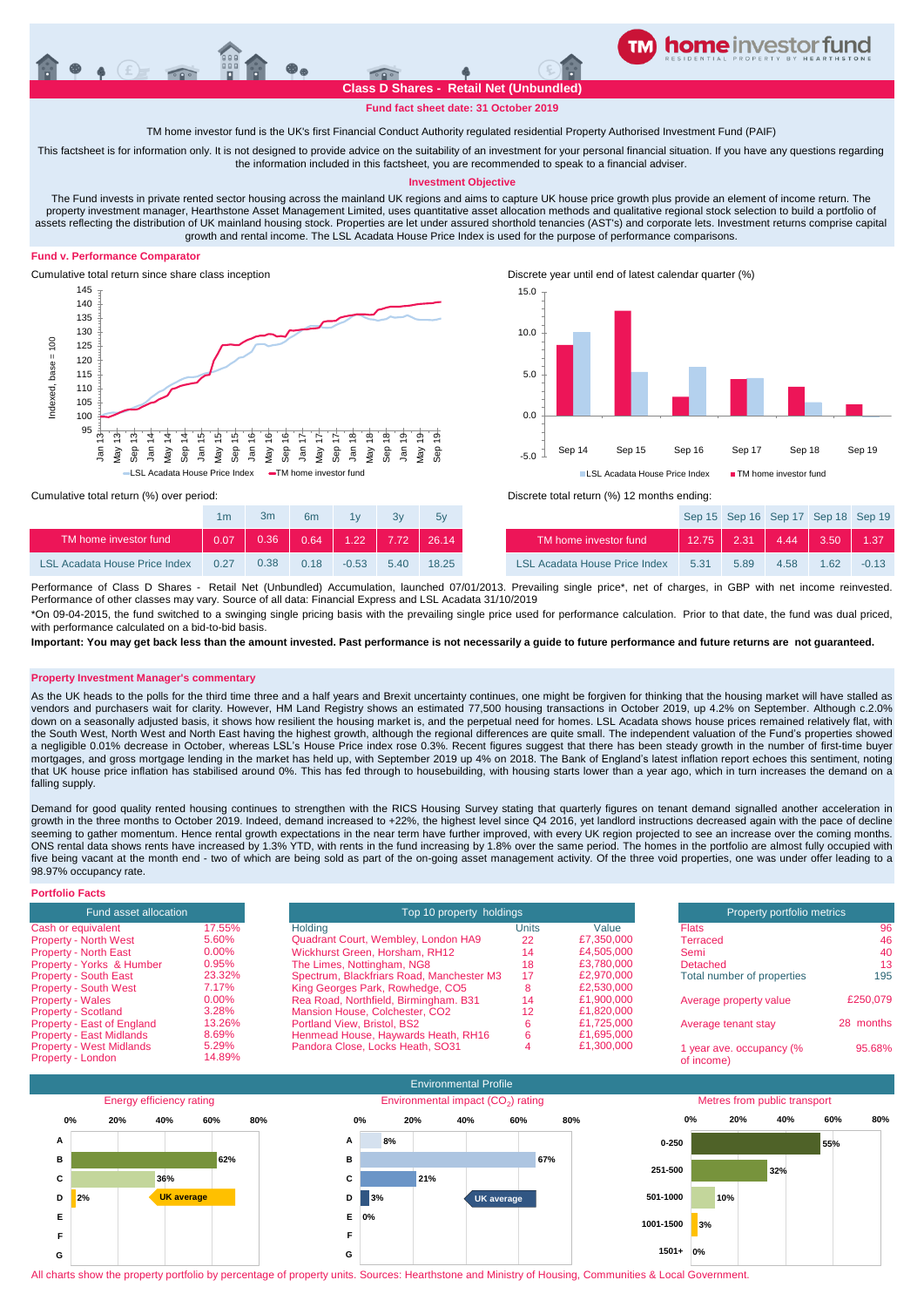# Class D Shares - Retail Net (Unbundled)

**Fund fact sheet date: 31 October 2019**

TM home investor fund is the UK's first Financial Conduct Authority regulated residential Property Authorised Investment Fund (PAIF)

This factsheet is for information only. It is not designed to provide advice on the suitability of an investment for your personal financial situation. If you have any questions regarding the information included in this factsheet, you are recommended to speak to a financial adviser.

## Investment Objective

The Fund invests in private rented sector housing across the mainland UK regions and aims to capture UK house price growth plus provide an element of income return. The property investment manager, Hearthstone Asset Management Limited, uses quantitative asset allocation methods and qualitative regional stock selection to build a portfolio of assets reflecting the distribution of UK mainland housing stock. Properties are let under assured shorthold tenancies (AST's) and corporate lets. Investment returns comprise capital growth and rental income. The LSL Acadata House Price Index is used for the purpose of performance comparisons.

## Fund v. Performance Comparator

Cumulative total return since share class inception

Discrete year until end of latest calendar quarter (%)

Cumulative total return (%) over period:

| | 1m | 3m | 6m | 1y | 3y | 5y |
|---|---|---|---|---|---|---|
| TM home investor fund | 0.07 | 0.36 | 0.64 | 1.22 | 7.72 | 26.14 |
| LSL Acadata House Price Index | 0.27 | 0.38 | 0.18 | -0.53 | 5.40 | 18.25 |

Discrete total return (%) 12 months ending:

| | Sep 15 | Sep 16 | Sep 17 | Sep 18 | Sep 19 |
|---|---|---|---|---|---|
| TM home investor fund | 12.75 | 2.31 | 4.44 | 3.50 | 1.37 |
| LSL Acadata House Price Index | 5.31 | 5.89 | 4.58 | 1.62 | -0.13 |

Performance of Class D Shares - Retail Net (Unbundled) Accumulation, launched 07/01/2013. Prevailing single price*, net of charges, in GBP with net income reinvested. Performance of other classes may vary. Source of all data: Financial Express and LSL Acadata 31/10/2019

*On 09-04-2015, the fund switched to a swinging single pricing basis with the prevailing single price used for performance calculation. Prior to that date, the fund was dual priced, with performance calculated on a bid-to-bid basis.

**Important: You may get back less than the amount invested. Past performance is not necessarily a guide to future performance and future returns are not guaranteed.**

## Property Investment Manager's commentary

As the UK heads to the polls for the third time three and a half years and Brexit uncertainty continues, one might be forgiven for thinking that the housing market will have stalled as vendors and purchasers wait for clarity. However, HM Land Registry shows an estimated 77,500 housing transactions in October 2019, up 4.2% on September. Although c.2.0% down on a seasonally adjusted basis, it shows how resilient the housing market is, and the perpetual need for homes. LSL Acadata shows house prices remained relatively flat, with the South West, North West and North East having the highest growth, although the regional differences are quite small. The independent valuation of the Fund's properties showed a negligible 0.01% decrease in October, whereas LSL's House Price index rose 0.3%. Recent figures suggest that there has been steady growth in the number of first-time buyer mortgages, and gross mortgage lending in the market has held up, with September 2019 up 4% on 2018. The Bank of England's latest inflation report echoes this sentiment, noting that UK house price inflation has stabilised around 0%. This has fed through to housebuilding, with housing starts lower than a year ago, which in turn increases the demand on a falling supply.

Demand for good quality rented housing continues to strengthen with the RICS Housing Survey stating that quarterly figures on tenant demand signalled another acceleration in growth in the three months to October 2019. Indeed, demand increased to +22%, the highest level since Q4 2016, yet landlord instructions decreased again with the pace of decline seeming to gather momentum. Hence rental growth expectations in the near term have further improved, with every UK region projected to see an increase over the coming months. ONS rental data shows rents have increased by 1.3% YTD, with rents in the fund increasing by 1.8% over the same period. The homes in the portfolio are almost fully occupied with five being vacant at the month end - two of which are being sold as part of the on-going asset management activity. Of the three void properties, one was under offer leading to a 98.97% occupancy rate.

## Portfolio Facts

| Fund asset allocation | |
|---|---|
| Cash or equivalent | 17.55% |
| Property - North West | 5.60% |
| Property - North East | 0.00% |
| Property - Yorks & Humber | 0.95% |
| Property - South East | 23.32% |
| Property - South West | 7.17% |
| Property - Wales | 0.00% |
| Property - Scotland | 3.28% |
| Property - East of England | 13.26% |
| Property - East Midlands | 8.69% |
| Property - West Midlands | 5.29% |
| Property - London | 14.89% |

| Top 10 property holdings | | |
|---|---|---|
| Holding | Units | Value |
| Quadrant Court, Wembley, London HA9 | 22 | £7,350,000 |
| Wickhurst Green, Horsham, RH12 | 14 | £4,505,000 |
| The Limes, Nottingham, NG8 | 18 | £3,780,000 |
| Spectrum, Blackfriars Road, Manchester M3 | 17 | £2,970,000 |
| King Georges Park, Rowhedge, CO5 | 8 | £2,530,000 |
| Rea Road, Northfield, Birmingham. B31 | 14 | £1,900,000 |
| Mansion House, Colchester, CO2 | 12 | £1,820,000 |
| Portland View, Bristol, BS2 | 6 | £1,725,000 |
| Henmead House, Haywards Heath, RH16 | 6 | £1,695,000 |
| Pandora Close, Locks Heath, SO31 | 4 | £1,300,000 |

| Property portfolio metrics | |
|---|---|
| Flats | 96 |
| Terraced | 46 |
| Semi | 40 |
| Detached | 13 |
| Total number of properties | 195 |
| Average property value | £250,079 |
| Average tenant stay | 28 months |
| 1 year ave. occupancy (% of income) | 95.68% |

## Environmental Profile

Energy efficiency rating

| Rating | % |
|---|---|
| A | |
| B | 62% |
| C | 36% |
| D | 2% |
| E | |
| F | |
| G | |

UK average: D

Environmental impact ($CO_2$) rating

| Rating | % |
|---|---|
| A | 8% |
| B | 67% |
| C | 21% |
| D | 3% |
| E | 0% |
| F | |
| G | |

UK average: D

Metres from public transport

| Metres | % |
|---|---|
| 0-250 | 55% |
| 251-500 | 32% |
| 501-1000 | 10% |
| 1001-1500 | 3% |
| 1501+ | 0% |

All charts show the property portfolio by percentage of property units. Sources: Hearthstone and Ministry of Housing, Communities & Local Government.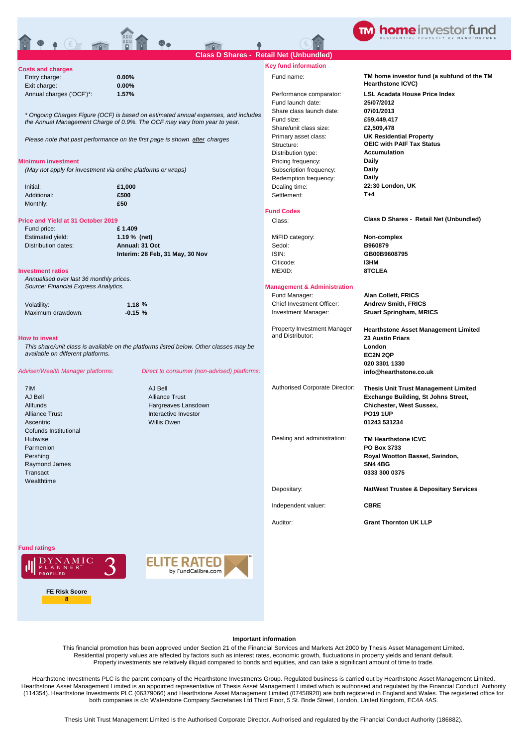## Class D Shares - Retail Net (Unbundled)

### Costs and charges

| | |
|---|---|
| Entry charge: | **0.00%** |
| Exit charge: | **0.00%** |
| Annual charges ('OCF')*: | **1.57%** |

*\* Ongoing Charges Figure (OCF) is based on estimated annual expenses, and includes the Annual Management Charge of 0.9%. The OCF may vary from year to year.*

*Please note that past performance on the first page is shown after charges*

### Minimum investment

*(May not apply for investment via online platforms or wraps)*

| | |
|---|---|
| Initial: | **£1,000** |
| Additional: | **£500** |
| Monthly: | **£50** |

### Price and Yield at 31 October 2019

| | |
|---|---|
| Fund price: | **£ 1.409** |
| Estimated yield: | **1.19 % (net)** |
| Distribution dates: | **Annual: 31 Oct** |
| | **Interim: 28 Feb, 31 May, 30 Nov** |

### Investment ratios

*Annualised over last 36 monthly prices.*
*Source: Financial Express Analytics.*

| | |
|---|---|
| Volatility: | **1.18 %** |
| Maximum drawdown: | **-0.15 %** |

### How to invest

*This share/unit class is available on the platforms listed below. Other classes may be available on different platforms.*

*Adviser/Wealth Manager platforms:*

- 7IM
- AJ Bell
- Allfunds
- Alliance Trust
- Ascentric
- Cofunds Institutional
- Hubwise
- Parmenion
- Pershing
- Raymond James
- Transact
- Wealthtime

*Direct to consumer (non-advised) platforms:*

- AJ Bell
- Alliance Trust
- Hargreaves Lansdown
- Interactive Investor
- Willis Owen

### Fund ratings

DYNAMIC PLANNER PROFILED 3

ELITE RATED by FundCalibre.com

FE Risk Score
8

### Key fund information

| | |
|---|---|
| Fund name: | **TM home investor fund (a subfund of the TM Hearthstone ICVC)** |
| Performance comparator: | **LSL Acadata House Price Index** |
| Fund launch date: | **25/07/2012** |
| Share class launch date: | **07/01/2013** |
| Fund size: | **£59,449,417** |
| Share/unit class size: | **£2,509,478** |
| Primary asset class: | **UK Residential Property** |
| Structure: | **OEIC with PAIF Tax Status** |
| Distribution type: | **Accumulation** |
| Pricing frequency: | **Daily** |
| Subscription frequency: | **Daily** |
| Redemption frequency: | **Daily** |
| Dealing time: | **22:30 London, UK** |
| Settlement: | **T+4** |

### Fund Codes

| | |
|---|---|
| Class: | **Class D Shares - Retail Net (Unbundled)** |
| MiFID category: | **Non-complex** |
| Sedol: | **B960879** |
| ISIN: | **GB00B9608795** |
| Citicode: | **I3HM** |
| MEXID: | **8TCLEA** |

### Management & Administration

| | |
|---|---|
| Fund Manager: | **Alan Collett, FRICS** |
| Chief Investment Officer: | **Andrew Smith, FRICS** |
| Investment Manager: | **Stuart Springham, MRICS** |
| Property Investment Manager and Distributor: | **Hearthstone Asset Management Limited**<br>**23 Austin Friars**<br>**London**<br>**EC2N 2QP**<br>**020 3301 1330**<br>**info@hearthstone.co.uk** |
| Authorised Corporate Director: | **Thesis Unit Trust Management Limited**<br>**Exchange Building, St Johns Street,**<br>**Chichester, West Sussex,**<br>**PO19 1UP**<br>**01243 531234** |
| Dealing and administration: | **TM Hearthstone ICVC**<br>**PO Box 3733**<br>**Royal Wootton Basset, Swindon,**<br>**SN4 4BG**<br>**0333 300 0375** |
| Depositary: | **NatWest Trustee & Depositary Services** |
| Independent valuer: | **CBRE** |
| Auditor: | **Grant Thornton UK LLP** |

**Important information**

This financial promotion has been approved under Section 21 of the Financial Services and Markets Act 2000 by Thesis Asset Management Limited. Residential property values are affected by factors such as interest rates, economic growth, fluctuations in property yields and tenant default. Property investments are relatively illiquid compared to bonds and equities, and can take a significant amount of time to trade.

Hearthstone Investments PLC is the parent company of the Hearthstone Investments Group. Regulated business is carried out by Hearthstone Asset Management Limited. Hearthstone Asset Management Limited is an appointed representative of Thesis Asset Management Limited which is authorised and regulated by the Financial Conduct Authority (114354). Hearthstone Investments PLC (06379066) and Hearthstone Asset Management Limited (07458920) are both registered in England and Wales. The registered office for both companies is c/o Waterstone Company Secretaries Ltd Third Floor, 5 St. Bride Street, London, United Kingdom, EC4A 4AS.

Thesis Unit Trust Management Limited is the Authorised Corporate Director. Authorised and regulated by the Financial Conduct Authority (186882).